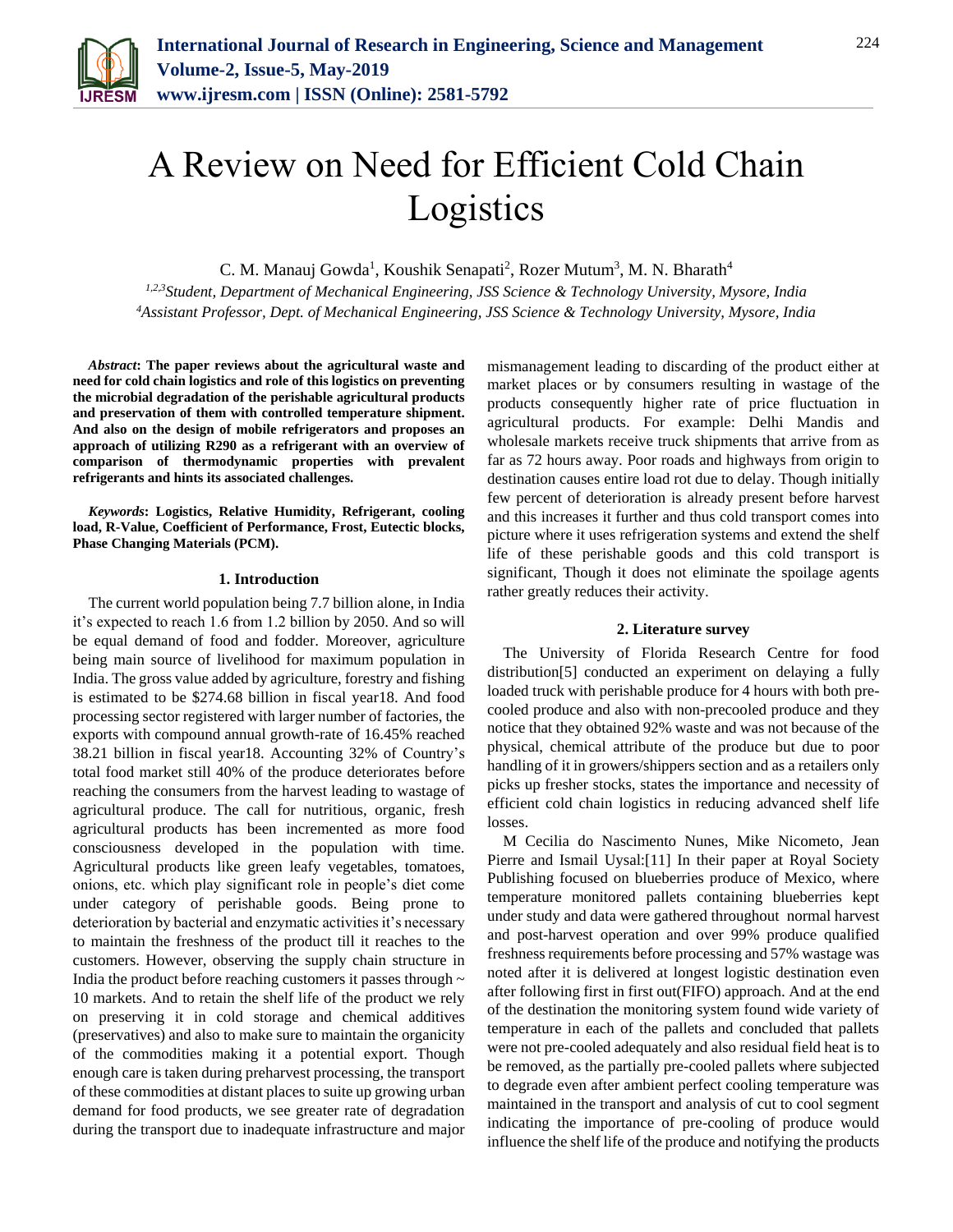# A Review on Need for Efficient Cold Chain Logistics

C. M. Manauj Gowda[1], Koushik Senapati[2], Rozer Mutum[3], M. N. Bharath[4]

[1,2,3]*Student, Department of Mechanical Engineering, JSS Science & Technology University, Mysore, India*
[4]*Assistant Professor, Dept. of Mechanical Engineering, JSS Science & Technology University, Mysore, India*

***Abstract*: The paper reviews about the agricultural waste and need for cold chain logistics and role of this logistics on preventing the microbial degradation of the perishable agricultural products and preservation of them with controlled temperature shipment. And also on the design of mobile refrigerators and proposes an approach of utilizing R290 as a refrigerant with an overview of comparison of thermodynamic properties with prevalent refrigerants and hints its associated challenges.**

***Keywords*: Logistics, Relative Humidity, Refrigerant, cooling load, R-Value, Coefficient of Performance, Frost, Eutectic blocks, Phase Changing Materials (PCM).**

## 1. Introduction

The current world population being 7.7 billion alone, in India it's expected to reach 1.6 from 1.2 billion by 2050. And so will be equal demand of food and fodder. Moreover, agriculture being main source of livelihood for maximum population in India. The gross value added by agriculture, forestry and fishing is estimated to be $274.68 billion in fiscal year18. And food processing sector registered with larger number of factories, the exports with compound annual growth-rate of 16.45% reached 38.21 billion in fiscal year18. Accounting 32% of Country's total food market still 40% of the produce deteriorates before reaching the consumers from the harvest leading to wastage of agricultural produce. The call for nutritious, organic, fresh agricultural products has been incremented as more food consciousness developed in the population with time. Agricultural products like green leafy vegetables, tomatoes, onions, etc. which play significant role in people's diet come under category of perishable goods. Being prone to deterioration by bacterial and enzymatic activities it's necessary to maintain the freshness of the product till it reaches to the customers. However, observing the supply chain structure in India the product before reaching customers it passes through ~ 10 markets. And to retain the shelf life of the product we rely on preserving it in cold storage and chemical additives (preservatives) and also to make sure to maintain the organicity of the commodities making it a potential export. Though enough care is taken during preharvest processing, the transport of these commodities at distant places to suite up growing urban demand for food products, we see greater rate of degradation during the transport due to inadequate infrastructure and major mismanagement leading to discarding of the product either at market places or by consumers resulting in wastage of the products consequently higher rate of price fluctuation in agricultural products. For example: Delhi Mandis and wholesale markets receive truck shipments that arrive from as far as 72 hours away. Poor roads and highways from origin to destination causes entire load rot due to delay. Though initially few percent of deterioration is already present before harvest and this increases it further and thus cold transport comes into picture where it uses refrigeration systems and extend the shelf life of these perishable goods and this cold transport is significant, Though it does not eliminate the spoilage agents rather greatly reduces their activity.

## 2. Literature survey

The University of Florida Research Centre for food distribution[5] conducted an experiment on delaying a fully loaded truck with perishable produce for 4 hours with both pre-cooled produce and also with non-precooled produce and they notice that they obtained 92% waste and was not because of the physical, chemical attribute of the produce but due to poor handling of it in growers/shippers section and as a retailers only picks up fresher stocks, states the importance and necessity of efficient cold chain logistics in reducing advanced shelf life losses.

M Cecilia do Nascimento Nunes, Mike Nicometo, Jean Pierre and Ismail Uysal:[11] In their paper at Royal Society Publishing focused on blueberries produce of Mexico, where temperature monitored pallets containing blueberries kept under study and data were gathered throughout normal harvest and post-harvest operation and over 99% produce qualified freshness requirements before processing and 57% wastage was noted after it is delivered at longest logistic destination even after following first in first out(FIFO) approach. And at the end of the destination the monitoring system found wide variety of temperature in each of the pallets and concluded that pallets were not pre-cooled adequately and also residual field heat is to be removed, as the partially pre-cooled pallets where subjected to degrade even after ambient perfect cooling temperature was maintained in the transport and analysis of cut to cool segment indicating the importance of pre-cooling of produce would influence the shelf life of the produce and notifying the products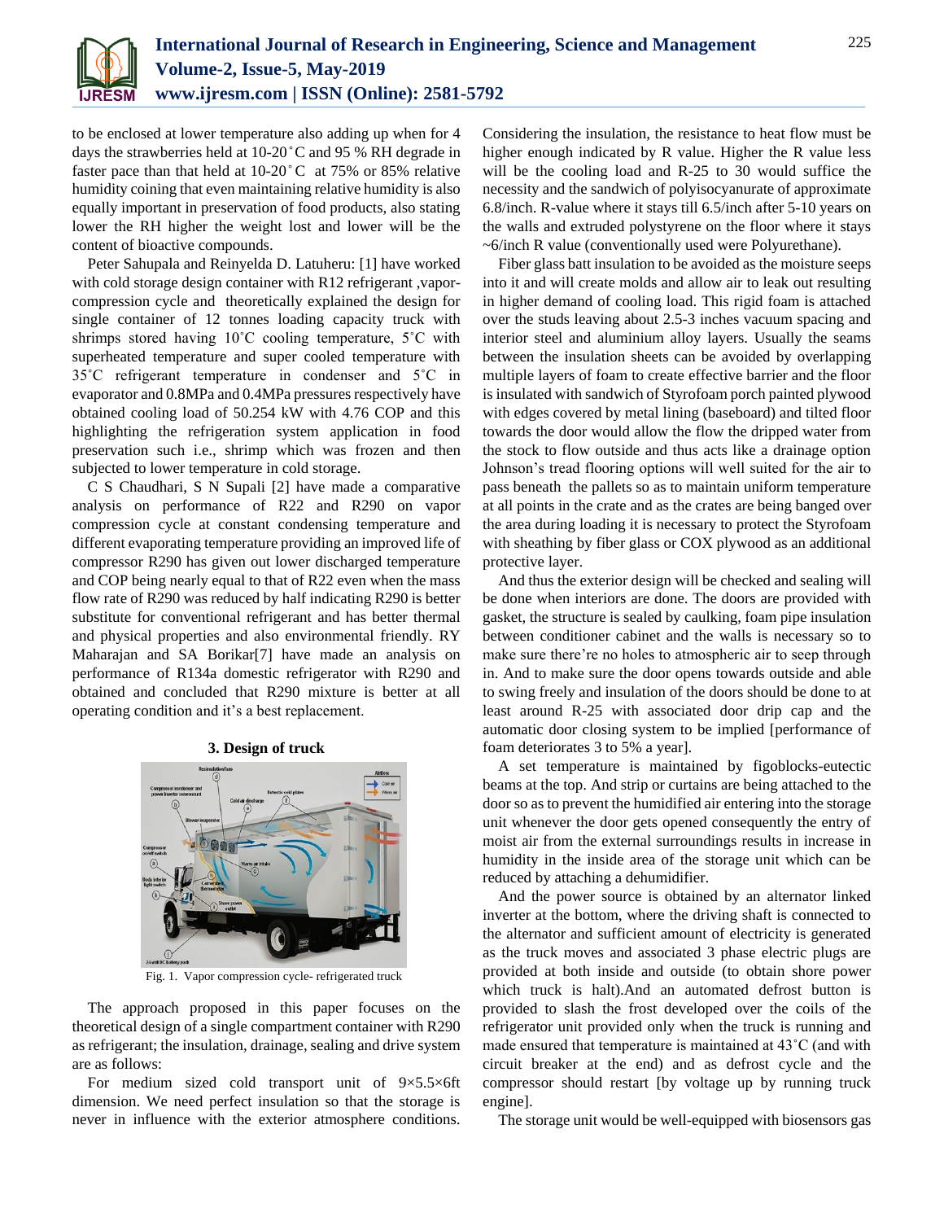to be enclosed at lower temperature also adding up when for 4 days the strawberries held at 10-20˚C and 95 % RH degrade in faster pace than that held at 10-20˚C at 75% or 85% relative humidity coining that even maintaining relative humidity is also equally important in preservation of food products, also stating lower the RH higher the weight lost and lower will be the content of bioactive compounds.

Peter Sahupala and Reinyelda D. Latuheru: [1] have worked with cold storage design container with R12 refrigerant ,vapor-compression cycle and theoretically explained the design for single container of 12 tonnes loading capacity truck with shrimps stored having 10˚C cooling temperature, 5˚C with superheated temperature and super cooled temperature with 35˚C refrigerant temperature in condenser and 5˚C in evaporator and 0.8MPa and 0.4MPa pressures respectively have obtained cooling load of 50.254 kW with 4.76 COP and this highlighting the refrigeration system application in food preservation such i.e., shrimp which was frozen and then subjected to lower temperature in cold storage.

C S Chaudhari, S N Supali [2] have made a comparative analysis on performance of R22 and R290 on vapor compression cycle at constant condensing temperature and different evaporating temperature providing an improved life of compressor R290 has given out lower discharged temperature and COP being nearly equal to that of R22 even when the mass flow rate of R290 was reduced by half indicating R290 is better substitute for conventional refrigerant and has better thermal and physical properties and also environmental friendly. RY Maharajan and SA Borikar[7] have made an analysis on performance of R134a domestic refrigerator with R290 and obtained and concluded that R290 mixture is better at all operating condition and it's a best replacement.

## 3. Design of truck

Fig. 1. Vapor compression cycle- refrigerated truck

The approach proposed in this paper focuses on the theoretical design of a single compartment container with R290 as refrigerant; the insulation, drainage, sealing and drive system are as follows:

For medium sized cold transport unit of 9×5.5×6ft dimension. We need perfect insulation so that the storage is never in influence with the exterior atmosphere conditions. Considering the insulation, the resistance to heat flow must be higher enough indicated by R value. Higher the R value less will be the cooling load and R-25 to 30 would suffice the necessity and the sandwich of polyisocyanurate of approximate 6.8/inch. R-value where it stays till 6.5/inch after 5-10 years on the walls and extruded polystyrene on the floor where it stays ~6/inch R value (conventionally used were Polyurethane).

Fiber glass batt insulation to be avoided as the moisture seeps into it and will create molds and allow air to leak out resulting in higher demand of cooling load. This rigid foam is attached over the studs leaving about 2.5-3 inches vacuum spacing and interior steel and aluminium alloy layers. Usually the seams between the insulation sheets can be avoided by overlapping multiple layers of foam to create effective barrier and the floor is insulated with sandwich of Styrofoam porch painted plywood with edges covered by metal lining (baseboard) and tilted floor towards the door would allow the flow the dripped water from the stock to flow outside and thus acts like a drainage option Johnson's tread flooring options will well suited for the air to pass beneath the pallets so as to maintain uniform temperature at all points in the crate and as the crates are being banged over the area during loading it is necessary to protect the Styrofoam with sheathing by fiber glass or COX plywood as an additional protective layer.

And thus the exterior design will be checked and sealing will be done when interiors are done. The doors are provided with gasket, the structure is sealed by caulking, foam pipe insulation between conditioner cabinet and the walls is necessary so to make sure there're no holes to atmospheric air to seep through in. And to make sure the door opens towards outside and able to swing freely and insulation of the doors should be done to at least around R-25 with associated door drip cap and the automatic door closing system to be implied [performance of foam deteriorates 3 to 5% a year].

A set temperature is maintained by figoblocks-eutectic beams at the top. And strip or curtains are being attached to the door so as to prevent the humidified air entering into the storage unit whenever the door gets opened consequently the entry of moist air from the external surroundings results in increase in humidity in the inside area of the storage unit which can be reduced by attaching a dehumidifier.

And the power source is obtained by an alternator linked inverter at the bottom, where the driving shaft is connected to the alternator and sufficient amount of electricity is generated as the truck moves and associated 3 phase electric plugs are provided at both inside and outside (to obtain shore power which truck is halt).And an automated defrost button is provided to slash the frost developed over the coils of the refrigerator unit provided only when the truck is running and made ensured that temperature is maintained at 43˚C (and with circuit breaker at the end) and as defrost cycle and the compressor should restart [by voltage up by running truck engine].

The storage unit would be well-equipped with biosensors gas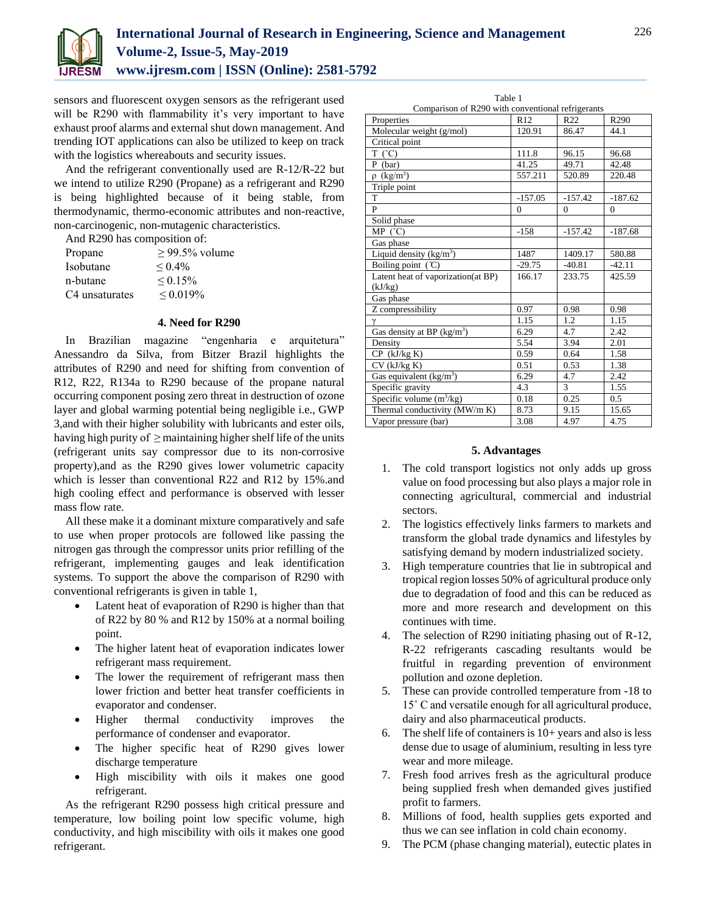sensors and fluorescent oxygen sensors as the refrigerant used will be R290 with flammability it's very important to have exhaust proof alarms and external shut down management. And trending IOT applications can also be utilized to keep on track with the logistics whereabouts and security issues.

And the refrigerant conventionally used are R-12/R-22 but we intend to utilize R290 (Propane) as a refrigerant and R290 is being highlighted because of it being stable, from thermodynamic, thermo-economic attributes and non-reactive, non-carcinogenic, non-mutagenic characteristics.

And R290 has composition of:

| | |
|---|---|
| Propane | ≥ 99.5% volume |
| Isobutane | ≤ 0.4% |
| n-butane | ≤ 0.15% |
| C4 unsaturates | ≤ 0.019% |

## 4. Need for R290

In Brazilian magazine "engenharia e arquitetura" Anessandro da Silva, from Bitzer Brazil highlights the attributes of R290 and need for shifting from convention of R12, R22, R134a to R290 because of the propane natural occurring component posing zero threat in destruction of ozone layer and global warming potential being negligible i.e., GWP 3,and with their higher solubility with lubricants and ester oils, having high purity of ≥ maintaining higher shelf life of the units (refrigerant units say compressor due to its non-corrosive property),and as the R290 gives lower volumetric capacity which is lesser than conventional R22 and R12 by 15%.and high cooling effect and performance is observed with lesser mass flow rate.

All these make it a dominant mixture comparatively and safe to use when proper protocols are followed like passing the nitrogen gas through the compressor units prior refilling of the refrigerant, implementing gauges and leak identification systems. To support the above the comparison of R290 with conventional refrigerants is given in table 1,

- Latent heat of evaporation of R290 is higher than that of R22 by 80 % and R12 by 150% at a normal boiling point.
- The higher latent heat of evaporation indicates lower refrigerant mass requirement.
- The lower the requirement of refrigerant mass then lower friction and better heat transfer coefficients in evaporator and condenser.
- Higher thermal conductivity improves the performance of condenser and evaporator.
- The higher specific heat of R290 gives lower discharge temperature
- High miscibility with oils it makes one good refrigerant.

As the refrigerant R290 possess high critical pressure and temperature, low boiling point low specific volume, high conductivity, and high miscibility with oils it makes one good refrigerant.

Table 1
Comparison of R290 with conventional refrigerants

| Properties | R12 | R22 | R290 |
|---|---|---|---|
| Molecular weight (g/mol) | 120.91 | 86.47 | 44.1 |
| Critical point | | | |
| T (˚C) | 111.8 | 96.15 | 96.68 |
| P (bar) | 41.25 | 49.71 | 42.48 |
| ρ (kg/m$^3$) | 557.211 | 520.89 | 220.48 |
| Triple point | | | |
| T | -157.05 | -157.42 | -187.62 |
| P | 0 | 0 | 0 |
| Solid phase | | | |
| MP (˚C) | -158 | -157.42 | -187.68 |
| Gas phase | | | |
| Liquid density (kg/m$^3$) | 1487 | 1409.17 | 580.88 |
| Boiling point (℃) | -29.75 | -40.81 | -42.11 |
| Latent heat of vaporization(at BP) (kJ/kg) | 166.17 | 233.75 | 425.59 |
| Gas phase | | | |
| Z compressibility | 0.97 | 0.98 | 0.98 |
| γ | 1.15 | 1.2 | 1.15 |
| Gas density at BP (kg/m$^3$) | 6.29 | 4.7 | 2.42 |
| Density | 5.54 | 3.94 | 2.01 |
| CP (kJ/kg K) | 0.59 | 0.64 | 1.58 |
| CV (kJ/kg K) | 0.51 | 0.53 | 1.38 |
| Gas equivalent (kg/m$^3$) | 6.29 | 4.7 | 2.42 |
| Specific gravity | 4.3 | 3 | 1.55 |
| Specific volume (m$^3$/kg) | 0.18 | 0.25 | 0.5 |
| Thermal conductivity (MW/m K) | 8.73 | 9.15 | 15.65 |
| Vapor pressure (bar) | 3.08 | 4.97 | 4.75 |

## 5. Advantages

1. The cold transport logistics not only adds up gross value on food processing but also plays a major role in connecting agricultural, commercial and industrial sectors.
2. The logistics effectively links farmers to markets and transform the global trade dynamics and lifestyles by satisfying demand by modern industrialized society.
3. High temperature countries that lie in subtropical and tropical region losses 50% of agricultural produce only due to degradation of food and this can be reduced as more and more research and development on this continues with time.
4. The selection of R290 initiating phasing out of R-12, R-22 refrigerants cascading resultants would be fruitful in regarding prevention of environment pollution and ozone depletion.
5. These can provide controlled temperature from -18 to 15˚ C and versatile enough for all agricultural produce, dairy and also pharmaceutical products.
6. The shelf life of containers is 10+ years and also is less dense due to usage of aluminium, resulting in less tyre wear and more mileage.
7. Fresh food arrives fresh as the agricultural produce being supplied fresh when demanded gives justified profit to farmers.
8. Millions of food, health supplies gets exported and thus we can see inflation in cold chain economy.
9. The PCM (phase changing material), eutectic plates in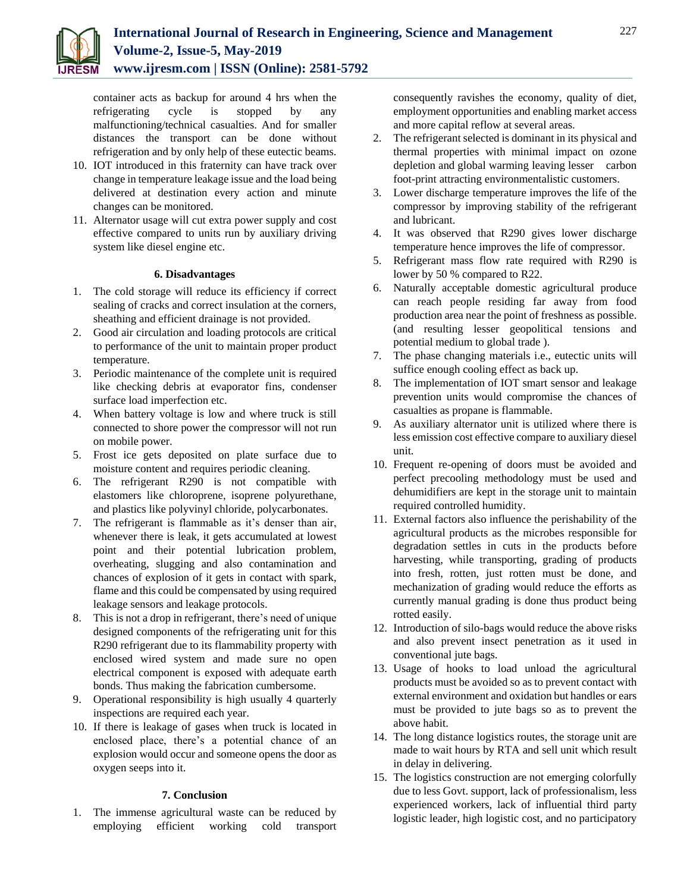container acts as backup for around 4 hrs when the refrigerating cycle is stopped by any malfunctioning/technical casualties. And for smaller distances the transport can be done without refrigeration and by only help of these eutectic beams.

10. IOT introduced in this fraternity can have track over change in temperature leakage issue and the load being delivered at destination every action and minute changes can be monitored.
11. Alternator usage will cut extra power supply and cost effective compared to units run by auxiliary driving system like diesel engine etc.

### 6. Disadvantages

1. The cold storage will reduce its efficiency if correct sealing of cracks and correct insulation at the corners, sheathing and efficient drainage is not provided.
2. Good air circulation and loading protocols are critical to performance of the unit to maintain proper product temperature.
3. Periodic maintenance of the complete unit is required like checking debris at evaporator fins, condenser surface load imperfection etc.
4. When battery voltage is low and where truck is still connected to shore power the compressor will not run on mobile power.
5. Frost ice gets deposited on plate surface due to moisture content and requires periodic cleaning.
6. The refrigerant R290 is not compatible with elastomers like chloroprene, isoprene polyurethane, and plastics like polyvinyl chloride, polycarbonates.
7. The refrigerant is flammable as it's denser than air, whenever there is leak, it gets accumulated at lowest point and their potential lubrication problem, overheating, slugging and also contamination and chances of explosion of it gets in contact with spark, flame and this could be compensated by using required leakage sensors and leakage protocols.
8. This is not a drop in refrigerant, there's need of unique designed components of the refrigerating unit for this R290 refrigerant due to its flammability property with enclosed wired system and made sure no open electrical component is exposed with adequate earth bonds. Thus making the fabrication cumbersome.
9. Operational responsibility is high usually 4 quarterly inspections are required each year.
10. If there is leakage of gases when truck is located in enclosed place, there's a potential chance of an explosion would occur and someone opens the door as oxygen seeps into it.

### 7. Conclusion

1. The immense agricultural waste can be reduced by employing efficient working cold transport consequently ravishes the economy, quality of diet, employment opportunities and enabling market access and more capital reflow at several areas.
2. The refrigerant selected is dominant in its physical and thermal properties with minimal impact on ozone depletion and global warming leaving lesser carbon foot-print attracting environmentalistic customers.
3. Lower discharge temperature improves the life of the compressor by improving stability of the refrigerant and lubricant.
4. It was observed that R290 gives lower discharge temperature hence improves the life of compressor.
5. Refrigerant mass flow rate required with R290 is lower by 50 % compared to R22.
6. Naturally acceptable domestic agricultural produce can reach people residing far away from food production area near the point of freshness as possible. (and resulting lesser geopolitical tensions and potential medium to global trade ).
7. The phase changing materials i.e., eutectic units will suffice enough cooling effect as back up.
8. The implementation of IOT smart sensor and leakage prevention units would compromise the chances of casualties as propane is flammable.
9. As auxiliary alternator unit is utilized where there is less emission cost effective compare to auxiliary diesel unit.
10. Frequent re-opening of doors must be avoided and perfect precooling methodology must be used and dehumidifiers are kept in the storage unit to maintain required controlled humidity.
11. External factors also influence the perishability of the agricultural products as the microbes responsible for degradation settles in cuts in the products before harvesting, while transporting, grading of products into fresh, rotten, just rotten must be done, and mechanization of grading would reduce the efforts as currently manual grading is done thus product being rotted easily.
12. Introduction of silo-bags would reduce the above risks and also prevent insect penetration as it used in conventional jute bags.
13. Usage of hooks to load unload the agricultural products must be avoided so as to prevent contact with external environment and oxidation but handles or ears must be provided to jute bags so as to prevent the above habit.
14. The long distance logistics routes, the storage unit are made to wait hours by RTA and sell unit which result in delay in delivering.
15. The logistics construction are not emerging colorfully due to less Govt. support, lack of professionalism, less experienced workers, lack of influential third party logistic leader, high logistic cost, and no participatory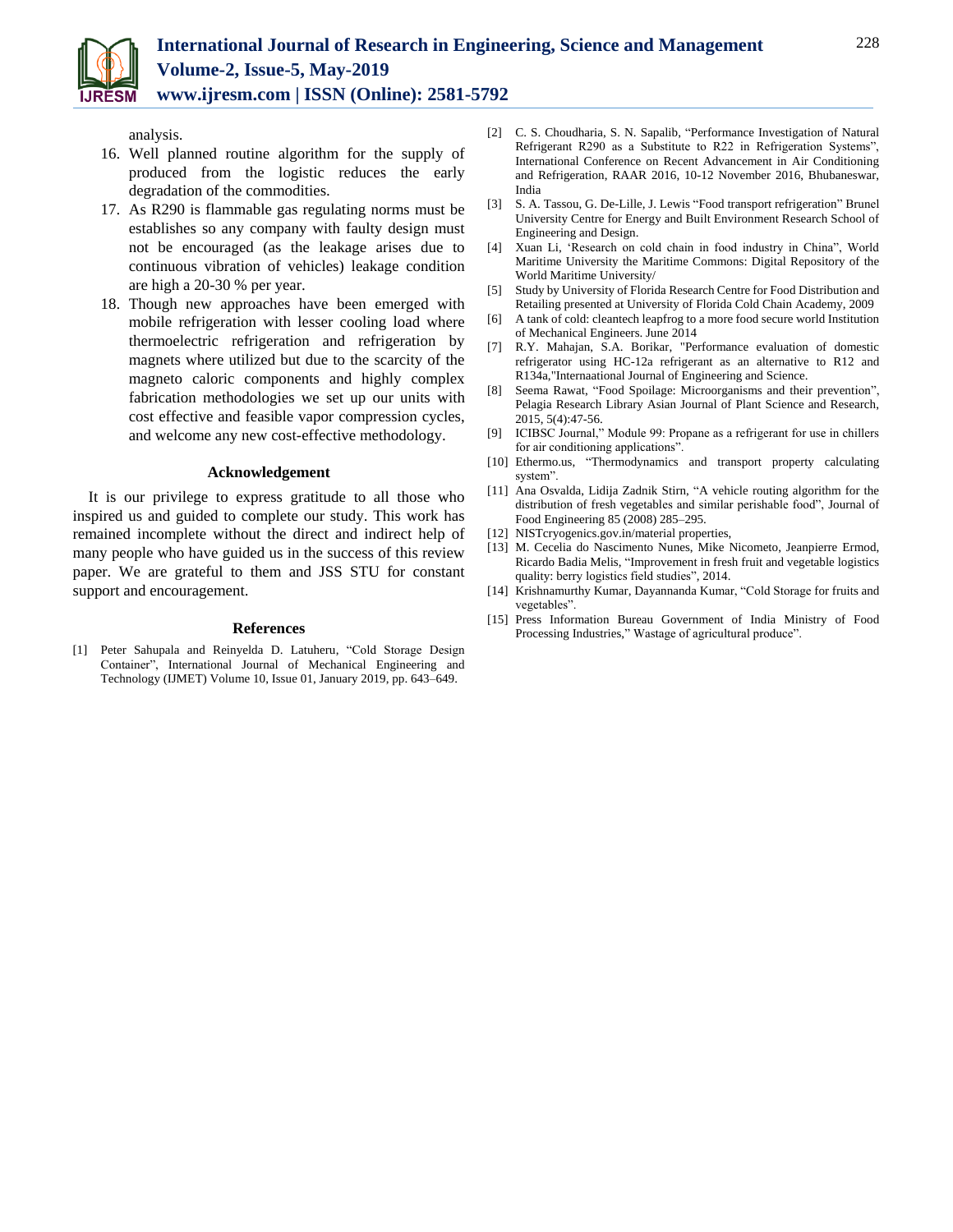analysis.

16. Well planned routine algorithm for the supply of produced from the logistic reduces the early degradation of the commodities.
17. As R290 is flammable gas regulating norms must be establishes so any company with faulty design must not be encouraged (as the leakage arises due to continuous vibration of vehicles) leakage condition are high a 20-30 % per year.
18. Though new approaches have been emerged with mobile refrigeration with lesser cooling load where thermoelectric refrigeration and refrigeration by magnets where utilized but due to the scarcity of the magneto caloric components and highly complex fabrication methodologies we set up our units with cost effective and feasible vapor compression cycles, and welcome any new cost-effective methodology.

## Acknowledgement

It is our privilege to express gratitude to all those who inspired us and guided to complete our study. This work has remained incomplete without the direct and indirect help of many people who have guided us in the success of this review paper. We are grateful to them and JSS STU for constant support and encouragement.

## References

[1] Peter Sahupala and Reinyelda D. Latuheru, “Cold Storage Design Container”, International Journal of Mechanical Engineering and Technology (IJMET) Volume 10, Issue 01, January 2019, pp. 643–649.

[2] C. S. Choudharia, S. N. Sapalib, “Performance Investigation of Natural Refrigerant R290 as a Substitute to R22 in Refrigeration Systems”, International Conference on Recent Advancement in Air Conditioning and Refrigeration, RAAR 2016, 10-12 November 2016, Bhubaneswar, India

[3] S. A. Tassou, G. De-Lille, J. Lewis “Food transport refrigeration” Brunel University Centre for Energy and Built Environment Research School of Engineering and Design.

[4] Xuan Li, ‘Research on cold chain in food industry in China”, World Maritime University the Maritime Commons: Digital Repository of the World Maritime University/

[5] Study by University of Florida Research Centre for Food Distribution and Retailing presented at University of Florida Cold Chain Academy, 2009

[6] A tank of cold: cleantech leapfrog to a more food secure world Institution of Mechanical Engineers. June 2014

[7] R.Y. Mahajan, S.A. Borikar, "Performance evaluation of domestic refrigerator using HC-12a refrigerant as an alternative to R12 and R134a,"Internaational Journal of Engineering and Science.

[8] Seema Rawat, “Food Spoilage: Microorganisms and their prevention”, Pelagia Research Library Asian Journal of Plant Science and Research, 2015, 5(4):47-56.

[9] ICIBSC Journal,” Module 99: Propane as a refrigerant for use in chillers for air conditioning applications”.

[10] Ethermo.us, “Thermodynamics and transport property calculating system”.

[11] Ana Osvalda, Lidija Zadnik Stirn, “A vehicle routing algorithm for the distribution of fresh vegetables and similar perishable food”, Journal of Food Engineering 85 (2008) 285–295.

[12] NISTcryogenics.gov.in/material properties,

[13] M. Cecelia do Nascimento Nunes, Mike Nicometo, Jeanpierre Ermod, Ricardo Badia Melis, “Improvement in fresh fruit and vegetable logistics quality: berry logistics field studies”, 2014.

[14] Krishnamurthy Kumar, Dayannanda Kumar, “Cold Storage for fruits and vegetables”.

[15] Press Information Bureau Government of India Ministry of Food Processing Industries,” Wastage of agricultural produce”.